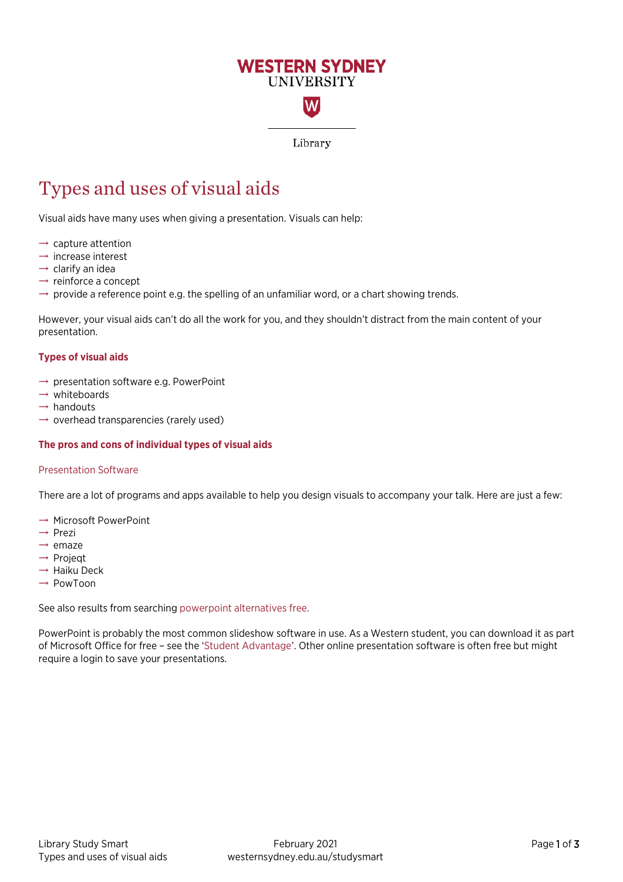# Types and uses of visual aids

Visual aids have many uses when giving a presentation. Visuals can help:

- capture attention
- increase interest
- clarify an idea
- reinforce a concept
- provide a reference point e.g. the spelling of an unfamiliar word, or a chart showing trends.

However, your visual aids can't do all the work for you, and they shouldn't distract from the main content of your presentation.

## Types of visual aids

- presentation software e.g. PowerPoint
- whiteboards
- handouts
- overhead transparencies (rarely used)

## The pros and cons of individual types of visual aids

### Presentation Software

There are a lot of programs and apps available to help you design visuals to accompany your talk. Here are just a few:

- Microsoft PowerPoint
- Prezi
- emaze
- Projeqt
- Haiku Deck
- PowToon

See also results from searching powerpoint alternatives free.

PowerPoint is probably the most common slideshow software in use. As a Western student, you can download it as part of Microsoft Office for free – see the 'Student Advantage'. Other online presentation software is often free but might require a login to save your presentations.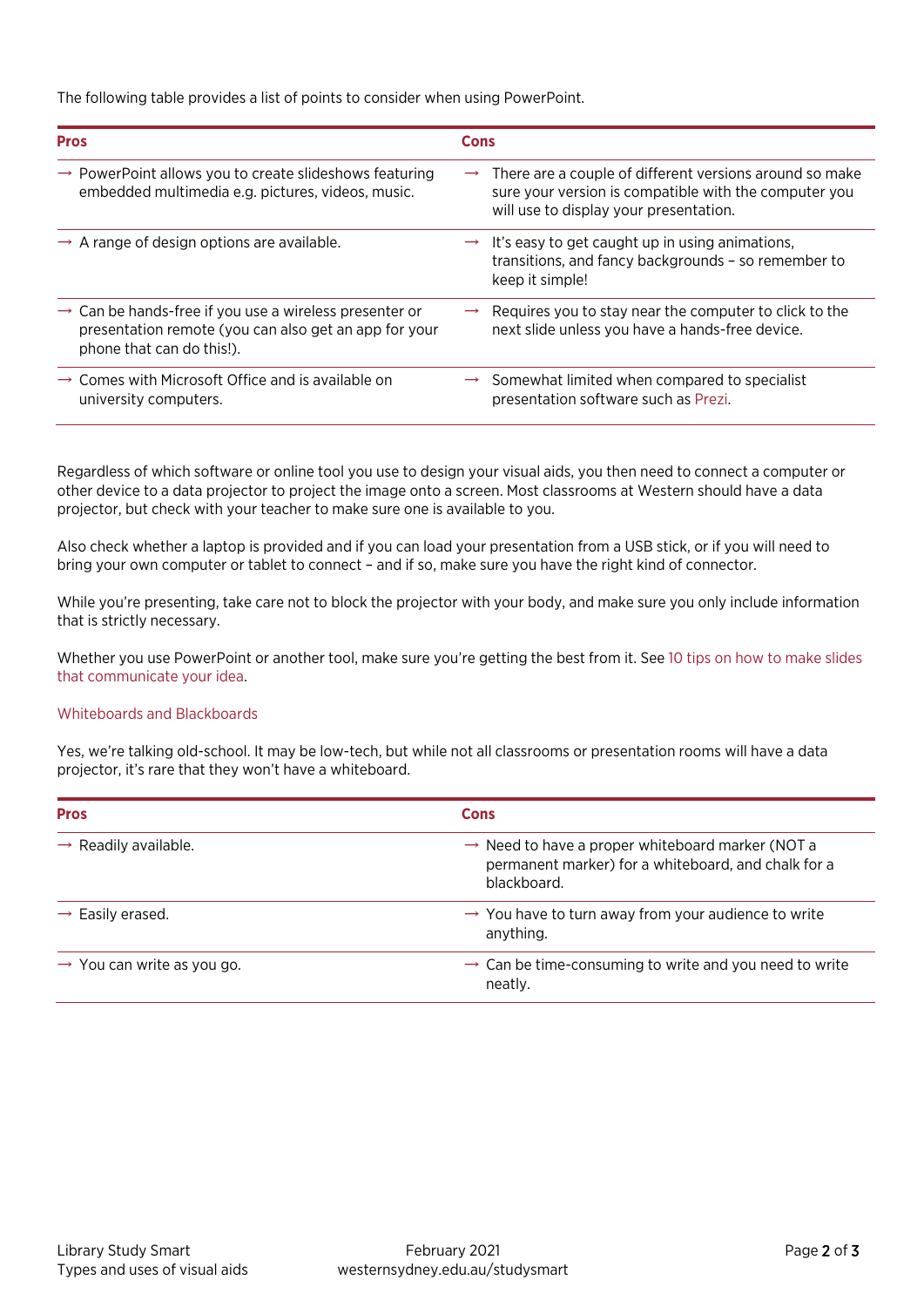The following table provides a list of points to consider when using PowerPoint.

| Pros | Cons |
| --- | --- |
| → PowerPoint allows you to create slideshows featuring embedded multimedia e.g. pictures, videos, music. | → There are a couple of different versions around so make sure your version is compatible with the computer you will use to display your presentation. |
| → A range of design options are available. | → It's easy to get caught up in using animations, transitions, and fancy backgrounds – so remember to keep it simple! |
| → Can be hands-free if you use a wireless presenter or presentation remote (you can also get an app for your phone that can do this!). | → Requires you to stay near the computer to click to the next slide unless you have a hands-free device. |
| → Comes with Microsoft Office and is available on university computers. | → Somewhat limited when compared to specialist presentation software such as Prezi. |

Regardless of which software or online tool you use to design your visual aids, you then need to connect a computer or other device to a data projector to project the image onto a screen. Most classrooms at Western should have a data projector, but check with your teacher to make sure one is available to you.

Also check whether a laptop is provided and if you can load your presentation from a USB stick, or if you will need to bring your own computer or tablet to connect – and if so, make sure you have the right kind of connector.

While you're presenting, take care not to block the projector with your body, and make sure you only include information that is strictly necessary.

Whether you use PowerPoint or another tool, make sure you're getting the best from it. See 10 tips on how to make slides that communicate your idea.

### Whiteboards and Blackboards

Yes, we're talking old-school. It may be low-tech, but while not all classrooms or presentation rooms will have a data projector, it's rare that they won't have a whiteboard.

| Pros | Cons |
| --- | --- |
| → Readily available. | → Need to have a proper whiteboard marker (NOT a permanent marker) for a whiteboard, and chalk for a blackboard. |
| → Easily erased. | → You have to turn away from your audience to write anything. |
| → You can write as you go. | → Can be time-consuming to write and you need to write neatly. |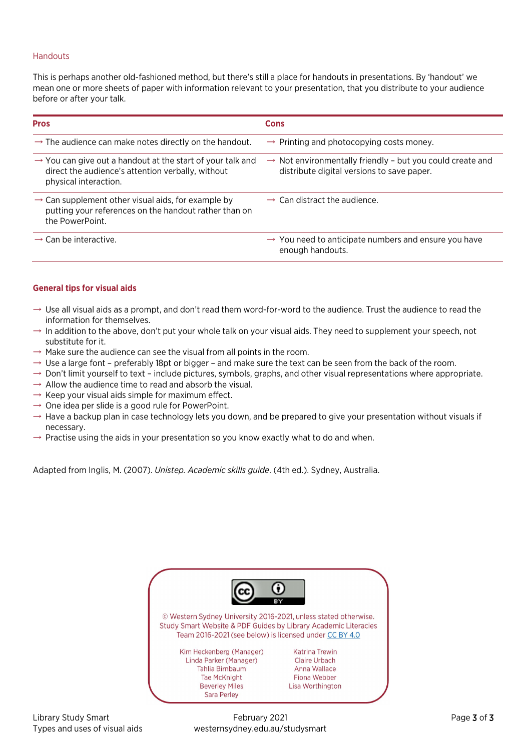### Handouts

This is perhaps another old-fashioned method, but there's still a place for handouts in presentations. By 'handout' we mean one or more sheets of paper with information relevant to your presentation, that you distribute to your audience before or after your talk.

| Pros | Cons |
| --- | --- |
| → The audience can make notes directly on the handout. | → Printing and photocopying costs money. |
| → You can give out a handout at the start of your talk and direct the audience's attention verbally, without physical interaction. | → Not environmentally friendly – but you could create and distribute digital versions to save paper. |
| → Can supplement other visual aids, for example by putting your references on the handout rather than on the PowerPoint. | → Can distract the audience. |
| → Can be interactive. | → You need to anticipate numbers and ensure you have enough handouts. |

## General tips for visual aids

- → Use all visual aids as a prompt, and don't read them word-for-word to the audience. Trust the audience to read the information for themselves.
- → In addition to the above, don't put your whole talk on your visual aids. They need to supplement your speech, not substitute for it.
- → Make sure the audience can see the visual from all points in the room.
- → Use a large font – preferably 18pt or bigger – and make sure the text can be seen from the back of the room.
- → Don't limit yourself to text – include pictures, symbols, graphs, and other visual representations where appropriate.
- → Allow the audience time to read and absorb the visual.
- → Keep your visual aids simple for maximum effect.
- → One idea per slide is a good rule for PowerPoint.
- → Have a backup plan in case technology lets you down, and be prepared to give your presentation without visuals if necessary.
- → Practise using the aids in your presentation so you know exactly what to do and when.

Adapted from Inglis, M. (2007). *Unistep. Academic skills guide*. (4th ed.). Sydney, Australia.

© Western Sydney University 2016-2021, unless stated otherwise.
Study Smart Website & PDF Guides by Library Academic Literacies Team 2016-2021 (see below) is licensed under CC BY 4.0

Kim Heckenberg (Manager)
Linda Parker (Manager)
Tahlia Birnbaum
Tae McKnight
Beverley Miles
Sara Perley
Katrina Trewin
Claire Urbach
Anna Wallace
Fiona Webber
Lisa Worthington